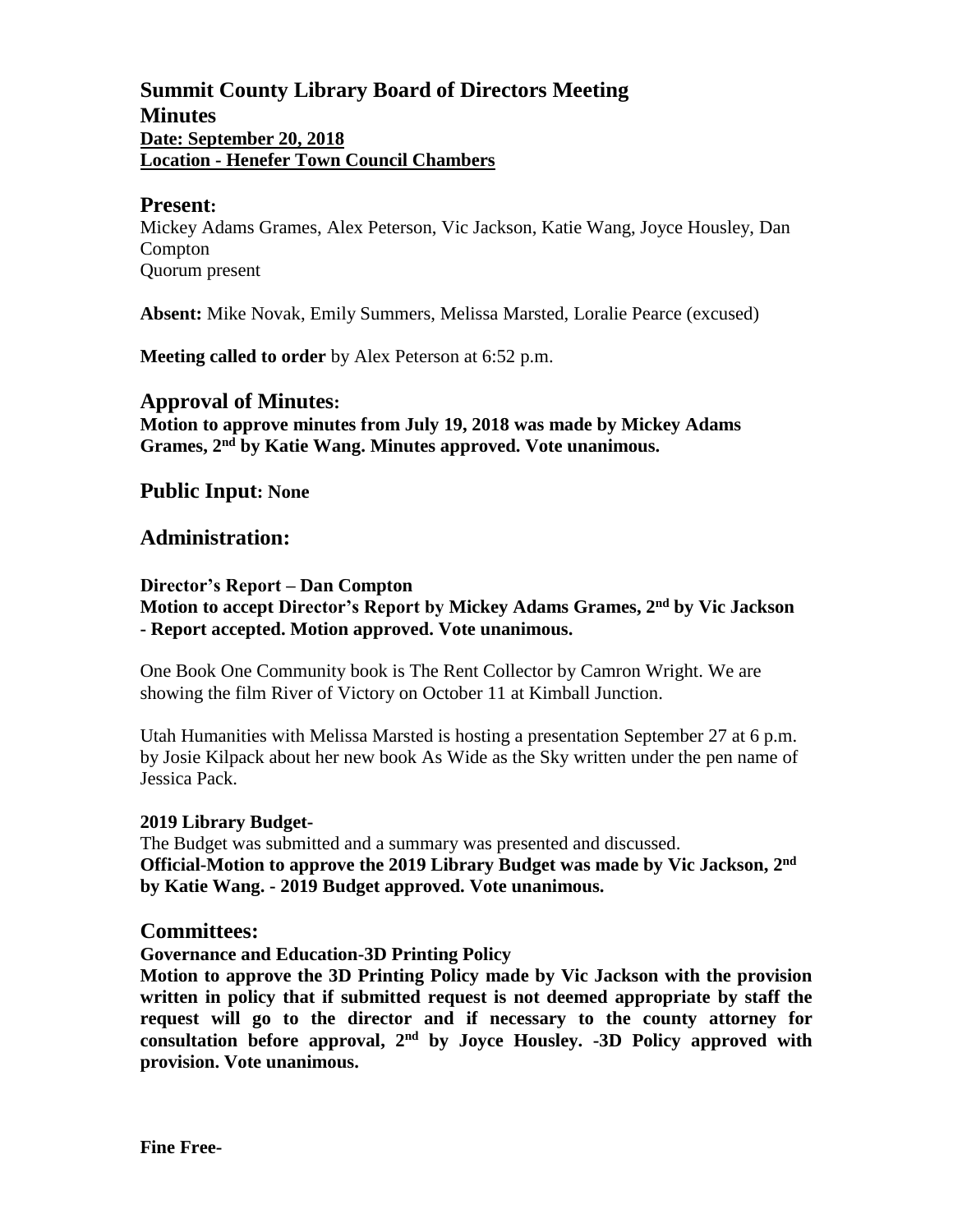# Summit County Library Board of Directors Meeting

## Minutes

**Date: September 20, 2018**

**Location - Henefer Town Council Chambers**

## Present:

Mickey Adams Grames, Alex Peterson, Vic Jackson, Katie Wang, Joyce Housley, Dan Compton

Quorum present

**Absent:** Mike Novak, Emily Summers, Melissa Marsted, Loralie Pearce (excused)

**Meeting called to order** by Alex Peterson at 6:52 p.m.

## Approval of Minutes:

**Motion to approve minutes from July 19, 2018 was made by Mickey Adams Grames, 2nd by Katie Wang. Minutes approved. Vote unanimous.**

## Public Input: None

## Administration:

**Director's Report – Dan Compton**

**Motion to accept Director's Report by Mickey Adams Grames, 2nd by Vic Jackson - Report accepted. Motion approved. Vote unanimous.**

One Book One Community book is The Rent Collector by Camron Wright. We are showing the film River of Victory on October 11 at Kimball Junction.

Utah Humanities with Melissa Marsted is hosting a presentation September 27 at 6 p.m. by Josie Kilpack about her new book As Wide as the Sky written under the pen name of Jessica Pack.

**2019 Library Budget-**

The Budget was submitted and a summary was presented and discussed.

**Official-Motion to approve the 2019 Library Budget was made by Vic Jackson, 2nd by Katie Wang. - 2019 Budget approved. Vote unanimous.**

## Committees:

**Governance and Education-3D Printing Policy**

**Motion to approve the 3D Printing Policy made by Vic Jackson with the provision written in policy that if submitted request is not deemed appropriate by staff the request will go to the director and if necessary to the county attorney for consultation before approval, 2nd by Joyce Housley. -3D Policy approved with provision. Vote unanimous.**

**Fine Free-**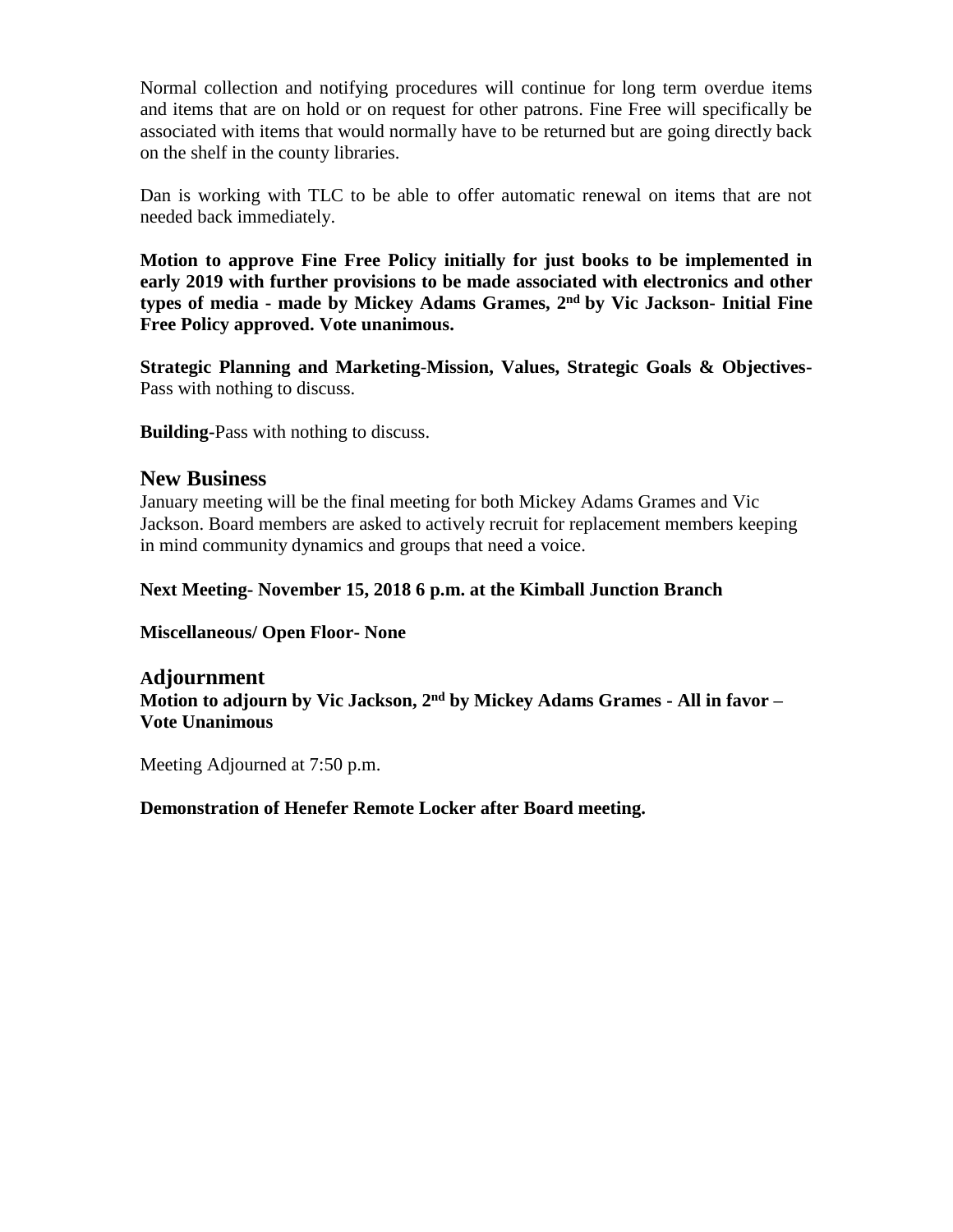Normal collection and notifying procedures will continue for long term overdue items and items that are on hold or on request for other patrons. Fine Free will specifically be associated with items that would normally have to be returned but are going directly back on the shelf in the county libraries.

Dan is working with TLC to be able to offer automatic renewal on items that are not needed back immediately.

**Motion to approve Fine Free Policy initially for just books to be implemented in early 2019 with further provisions to be made associated with electronics and other types of media - made by Mickey Adams Grames, 2nd by Vic Jackson- Initial Fine Free Policy approved. Vote unanimous.**

**Strategic Planning and Marketing-Mission, Values, Strategic Goals & Objectives-** Pass with nothing to discuss.

**Building-**Pass with nothing to discuss.

## New Business

January meeting will be the final meeting for both Mickey Adams Grames and Vic Jackson. Board members are asked to actively recruit for replacement members keeping in mind community dynamics and groups that need a voice.

**Next Meeting- November 15, 2018 6 p.m. at the Kimball Junction Branch**

**Miscellaneous/ Open Floor- None**

## Adjournment

**Motion to adjourn by Vic Jackson, 2nd by Mickey Adams Grames - All in favor – Vote Unanimous**

Meeting Adjourned at 7:50 p.m.

**Demonstration of Henefer Remote Locker after Board meeting.**